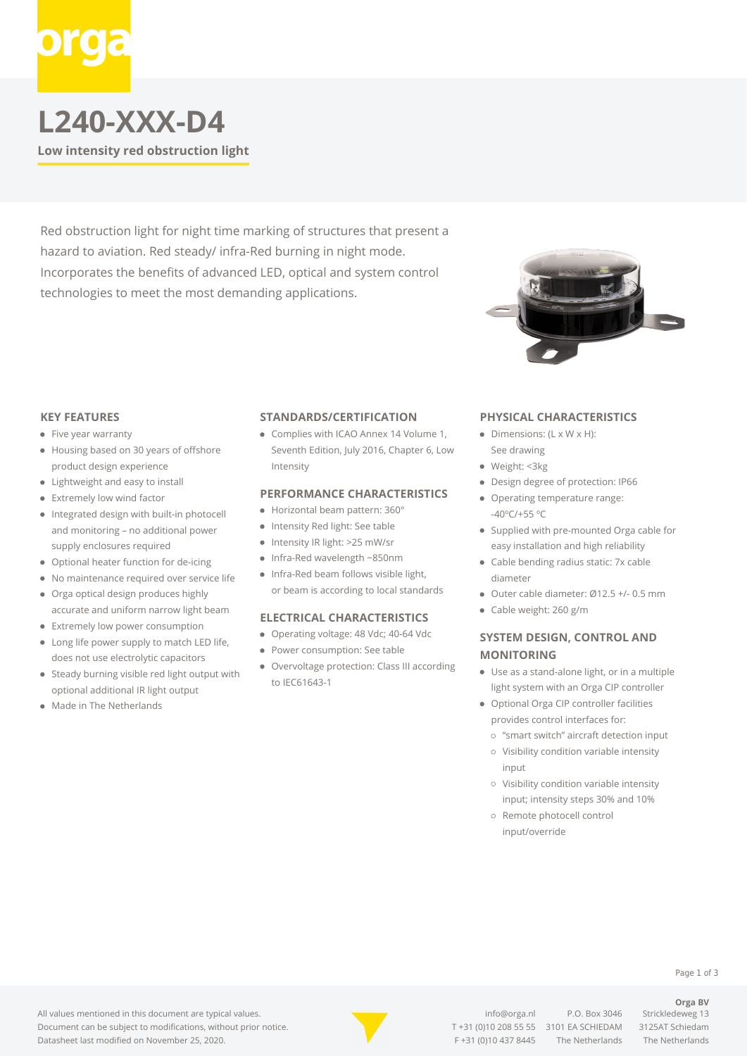# L240-XXX-D4

**Low intensity red obstruction light**

Red obstruction light for night time marking of structures that present a hazard to aviation. Red steady/ infra-Red burning in night mode. Incorporates the benefits of advanced LED, optical and system control technologies to meet the most demanding applications.

## KEY FEATURES

- Five year warranty
- Housing based on 30 years of offshore product design experience
- Lightweight and easy to install
- Extremely low wind factor
- Integrated design with built-in photocell and monitoring – no additional power supply enclosures required
- Optional heater function for de-icing
- No maintenance required over service life
- Orga optical design produces highly accurate and uniform narrow light beam
- Extremely low power consumption
- Long life power supply to match LED life, does not use electrolytic capacitors
- Steady burning visible red light output with optional additional IR light output
- Made in The Netherlands

## STANDARDS/CERTIFICATION

- Complies with ICAO Annex 14 Volume 1, Seventh Edition, July 2016, Chapter 6, Low Intensity

## PERFORMANCE CHARACTERISTICS

- Horizontal beam pattern: 360°
- Intensity Red light: See table
- Intensity IR light: >25 mW/sr
- Infra-Red wavelength ~850nm
- Infra-Red beam follows visible light, or beam is according to local standards

## ELECTRICAL CHARACTERISTICS

- Operating voltage: 48 Vdc; 40-64 Vdc
- Power consumption: See table
- Overvoltage protection: Class III according to IEC61643-1

## PHYSICAL CHARACTERISTICS

- Dimensions: (L x W x H): See drawing
- Weight: <3kg
- Design degree of protection: IP66
- Operating temperature range: -40ºC/+55 ºC
- Supplied with pre-mounted Orga cable for easy installation and high reliability
- Cable bending radius static: 7x cable diameter
- Outer cable diameter: Ø12.5 +/- 0.5 mm
- Cable weight: 260 g/m

## SYSTEM DESIGN, CONTROL AND MONITORING

- Use as a stand-alone light, or in a multiple light system with an Orga CIP controller
- Optional Orga CIP controller facilities provides control interfaces for:
  - "smart switch" aircraft detection input
  - Visibility condition variable intensity input
  - Visibility condition variable intensity input; intensity steps 30% and 10%
  - Remote photocell control input/override

All values mentioned in this document are typical values.
Document can be subject to modifications, without prior notice.
Datasheet last modified on November 25, 2020.

info@orga.nl
T +31 (0)10 208 55 55
F +31 (0)10 437 8445

P.O. Box 3046
3101 EA SCHIEDAM
The Netherlands

**Orga BV**
Strickledeweg 13
3125AT Schiedam
The Netherlands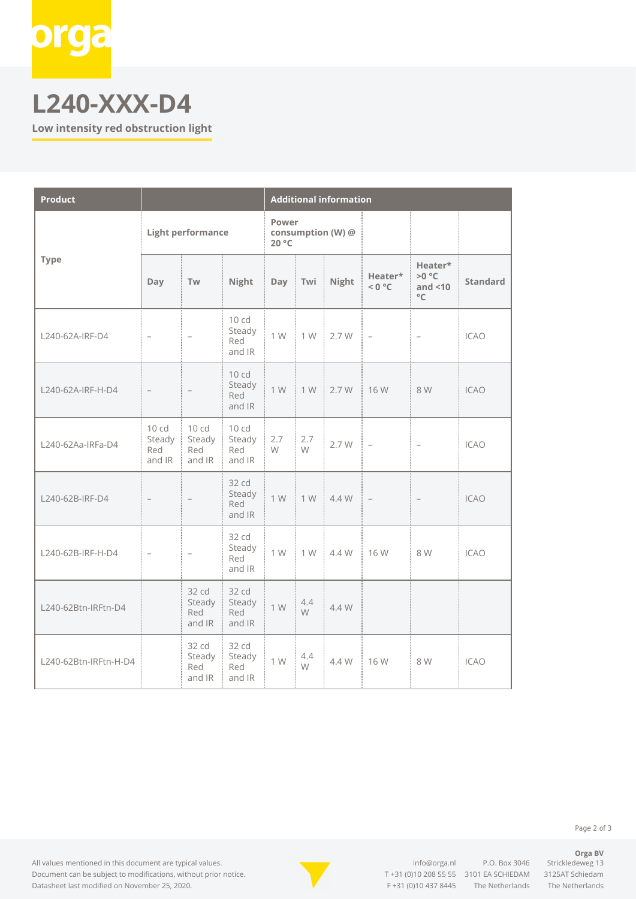# L240-XXX-D4

**Low intensity red obstruction light**

| Product | | | | Additional information | | | | | |
|---|---|---|---|---|---|---|---|---|---|
| Type | Light performance | | | Power consumption (W) @ 20 °C | | | | | |
| | Day | Tw | Night | Day | Twi | Night | Heater* < 0 °C | Heater* >0 °C and <10 °C | Standard |
| L240-62A-IRF-D4 | – | – | 10 cd Steady Red and IR | 1 W | 1 W | 2.7 W | – | – | ICAO |
| L240-62A-IRF-H-D4 | – | – | 10 cd Steady Red and IR | 1 W | 1 W | 2.7 W | 16 W | 8 W | ICAO |
| L240-62Aa-IRFa-D4 | 10 cd Steady Red and IR | 10 cd Steady Red and IR | 10 cd Steady Red and IR | 2.7 W | 2.7 W | 2.7 W | – | – | ICAO |
| L240-62B-IRF-D4 | – | – | 32 cd Steady Red and IR | 1 W | 1 W | 4.4 W | – | – | ICAO |
| L240-62B-IRF-H-D4 | – | – | 32 cd Steady Red and IR | 1 W | 1 W | 4.4 W | 16 W | 8 W | ICAO |
| L240-62Btn-IRFtn-D4 | | 32 cd Steady Red and IR | 32 cd Steady Red and IR | 1 W | 4.4 W | 4.4 W | | | |
| L240-62Btn-IRFtn-H-D4 | | 32 cd Steady Red and IR | 32 cd Steady Red and IR | 1 W | 4.4 W | 4.4 W | 16 W | 8 W | ICAO |

All values mentioned in this document are typical values.
Document can be subject to modifications, without prior notice.
Datasheet last modified on November 25, 2020.

info@orga.nl
T +31 (0)10 208 55 55
F +31 (0)10 437 8445

P.O. Box 3046
3101 EA SCHIEDAM
The Netherlands

**Orga BV**
Strickledeweg 13
3125AT Schiedam
The Netherlands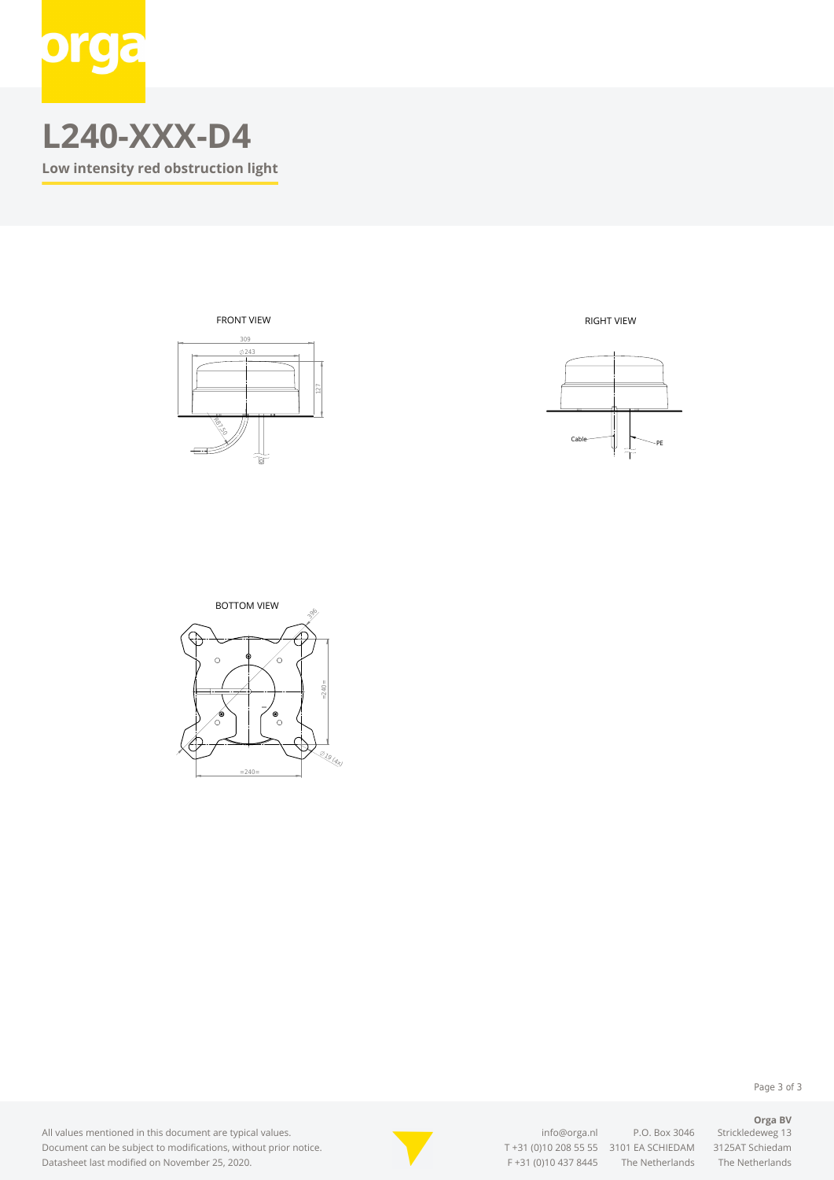# L240-XXX-D4

**Low intensity red obstruction light**

FRONT VIEW

309

Ø243

127

R87.50

RIGHT VIEW

Cable

PE

BOTTOM VIEW

396

=240=

=240=

Ø19 (4x)

All values mentioned in this document are typical values.
Document can be subject to modifications, without prior notice.
Datasheet last modified on November 25, 2020.

info@orga.nl
T +31 (0)10 208 55 55
F +31 (0)10 437 8445

P.O. Box 3046
3101 EA SCHIEDAM
The Netherlands

**Orga BV**
Strickledeweg 13
3125AT Schiedam
The Netherlands